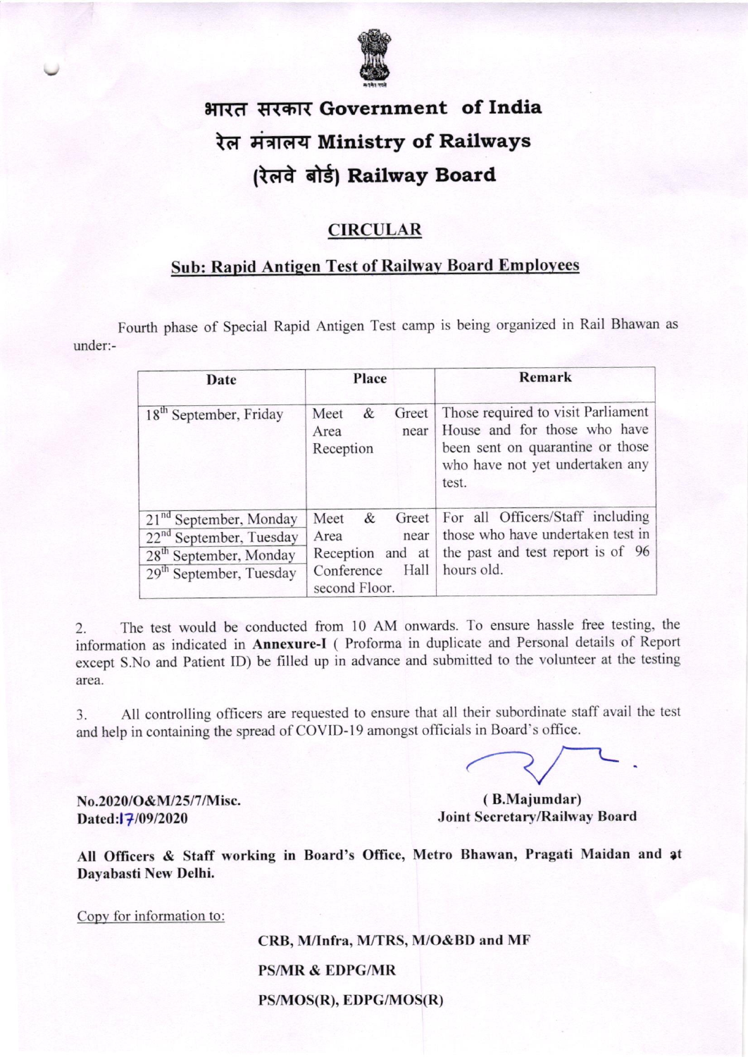# भारत सरकार Government of India
# रेल मंत्रालय Ministry of Railways
# (रेलवे बोर्ड) Railway Board

## CIRCULAR

### Sub: Rapid Antigen Test of Railway Board Employees

Fourth phase of Special Rapid Antigen Test camp is being organized in Rail Bhawan as under:-

| Date | Place | Remark |
|---|---|---|
| 18th September, Friday | Meet & Greet Area near Reception | Those required to visit Parliament House and for those who have been sent on quarantine or those who have not yet undertaken any test. |
| 21nd September, Monday<br>22nd September, Tuesday<br>28th September, Monday<br>29th September, Tuesday | Meet & Greet Area near Reception and at Conference Hall second Floor. | For all Officers/Staff including those who have undertaken test in the past and test report is of 96 hours old. |

2. The test would be conducted from 10 AM onwards. To ensure hassle free testing, the information as indicated in **Annexure-I** ( Proforma in duplicate and Personal details of Report except S.No and Patient ID) be filled up in advance and submitted to the volunteer at the testing area.

3. All controlling officers are requested to ensure that all their subordinate staff avail the test and help in containing the spread of COVID-19 amongst officials in Board's office.

**No.2020/O&M/25/7/Misc.**
**Dated:17/09/2020**

**( B.Majumdar)**
**Joint Secretary/Railway Board**

**All Officers & Staff working in Board's Office, Metro Bhawan, Pragati Maidan and at Dayabasti New Delhi.**

Copy for information to:

**CRB, M/Infra, M/TRS, M/O&BD and MF**

**PS/MR & EDPG/MR**

**PS/MOS(R), EDPG/MOS(R)**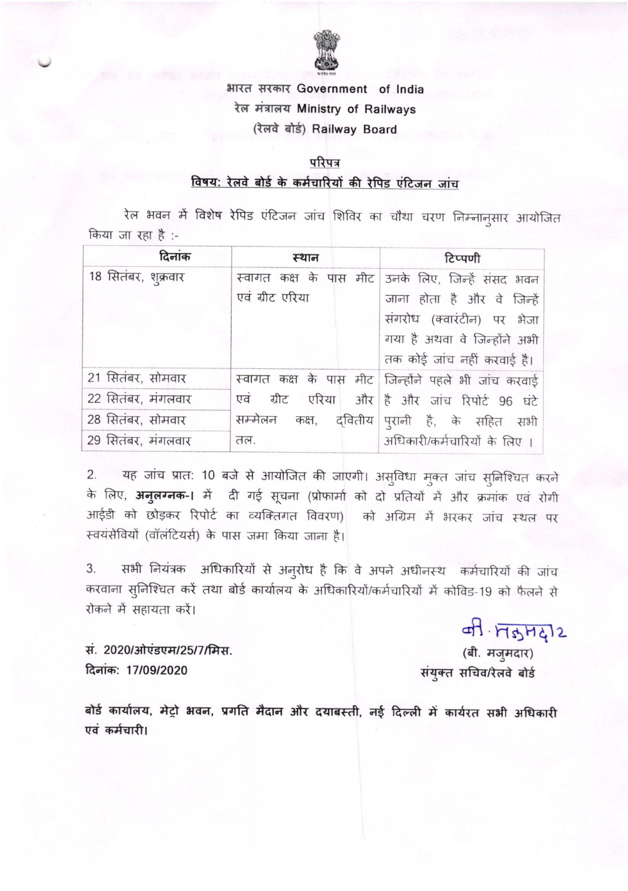भारत सरकार Government of India

रेल मंत्रालय Ministry of Railways

(रेलवे बोर्ड) Railway Board

**परिपत्र**

**विषय: रेलवे बोर्ड के कर्मचारियों की रेपिड एंटिजन जांच**

रेल भवन में विशेष रेपिड एंटिजन जांच शिविर का चौथा चरण निम्नानुसार आयोजित किया जा रहा है :-

| दिनांक | स्थान | टिप्पणी |
|---|---|---|
| 18 सितंबर, शुक्रवार | स्वागत कक्ष के पास मीट एवं ग्रीट एरिया | उनके लिए, जिन्हें संसद भवन जाना होता है और वे जिन्हें संगरोध (क्वारंटीन) पर भेजा गया है अथवा वे जिन्होंने अभी तक कोई जांच नहीं करवाई है। |
| 21 सितंबर, सोमवार | स्वागत कक्ष के पास मीट एवं ग्रीट एरिया और सम्मेलन कक्ष, द्वितीय तल. | जिन्होंने पहले भी जांच करवाई है और जांच रिपोर्ट 96 घंटे पुरानी है, के सहित सभी अधिकारी/कर्मचारियों के लिए । |
| 22 सितंबर, मंगलवार | | |
| 28 सितंबर, सोमवार | | |
| 29 सितंबर, मंगलवार | | |

2. यह जांच प्रातः 10 बजे से आयोजित की जाएगी। असुविधा मुक्त जांच सुनिश्चित करने के लिए, **अनुलग्नक-I** में दी गई सूचना (प्रोफार्मा को दो प्रतियों में और क्रमांक एवं रोगी आईडी को छोड़कर रिपोर्ट का व्यक्तिगत विवरण) को अग्रिम में भरकर जांच स्थल पर स्वयंसेवियों (वॉलंटियर्स) के पास जमा किया जाना है।

3. सभी नियंत्रक अधिकारियों से अनुरोध है कि वे अपने अधीनस्थ कर्मचारियों की जांच करवाना सुनिश्चित करें तथा बोर्ड कार्यालय के अधिकारियों/कर्मचारियों में कोविड-19 को फैलने से रोकने में सहायता करें।

बी. मजुमदार

(बी. मजुमदार)

संयुक्त सचिव/रेलवे बोर्ड

सं. 2020/ओएंडएम/25/7/मिस.

दिनांक: 17/09/2020

**बोर्ड कार्यालय, मेट्रो भवन, प्रगति मैदान और दयाबस्ती, नई दिल्ली में कार्यरत सभी अधिकारी एवं कर्मचारी।**